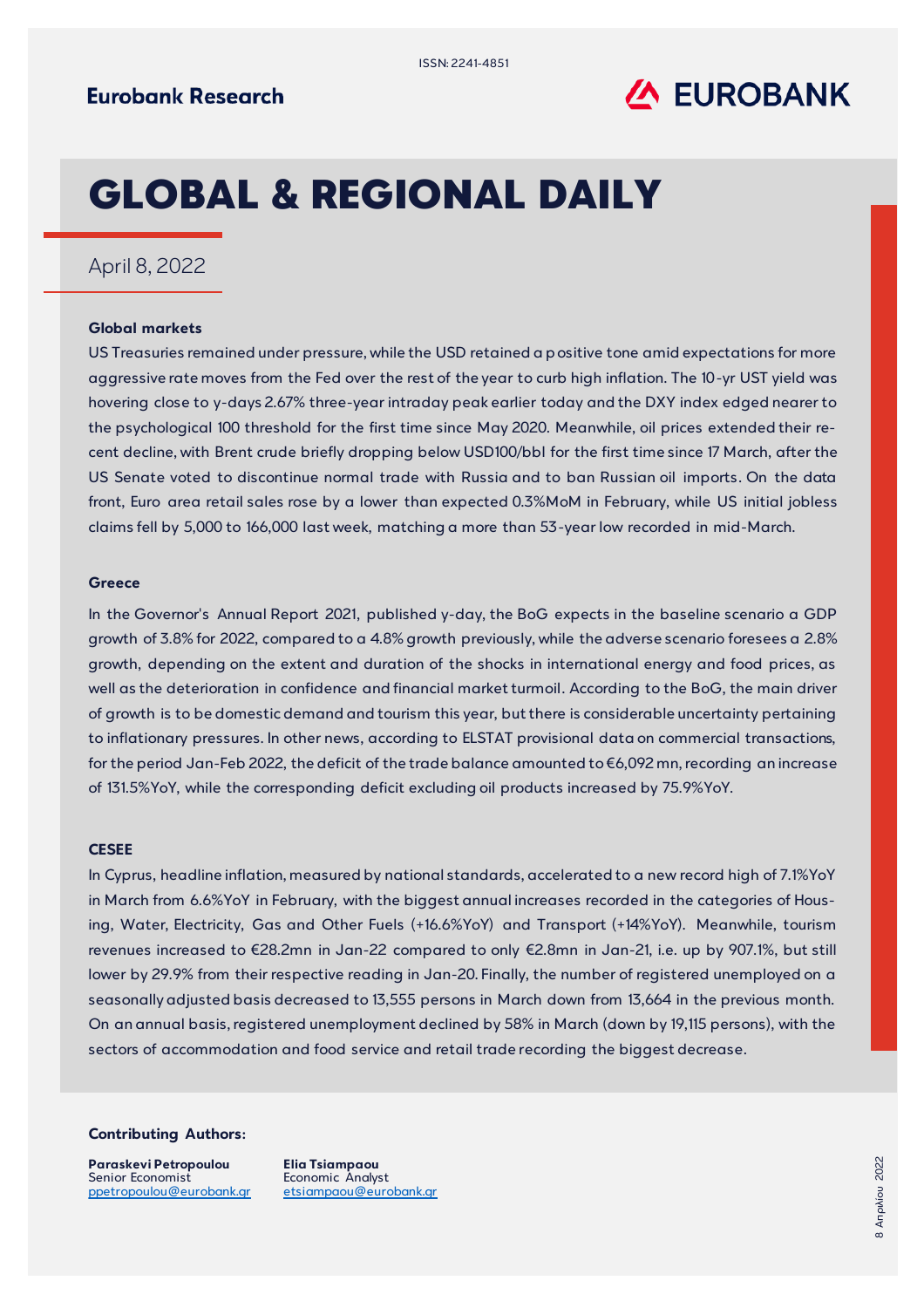ISSN: 2241-4851

Eurobank Research

# GLOBAL & REGIONAL DAILY

April 8, 2022

### Global markets

US Treasuries remained under pressure, while the USD retained a positive tone amid expectations for more aggressive rate moves from the Fed over the rest of the year to curb high inflation. The 10-yr UST yield was hovering close to y-days 2.67% three-year intraday peak earlier today and the DXY index edged nearer to the psychological 100 threshold for the first time since May 2020. Meanwhile, oil prices extended their recent decline, with Brent crude briefly dropping below USD100/bbl for the first time since 17 March, after the US Senate voted to discontinue normal trade with Russia and to ban Russian oil imports. On the data front, Euro area retail sales rose by a lower than expected 0.3%MoM in February, while US initial jobless claims fell by 5,000 to 166,000 last week, matching a more than 53-year low recorded in mid-March.

### Greece

In the Governor's Annual Report 2021, published y-day, the BoG expects in the baseline scenario a GDP growth of 3.8% for 2022, compared to a 4.8% growth previously, while the adverse scenario foresees a 2.8% growth, depending on the extent and duration of the shocks in international energy and food prices, as well as the deterioration in confidence and financial market turmoil. According to the BoG, the main driver of growth is to be domestic demand and tourism this year, but there is considerable uncertainty pertaining to inflationary pressures. In other news, according to ELSTAT provisional data on commercial transactions, for the period Jan-Feb 2022, the deficit of the trade balance amounted to €6,092 mn, recording an increase of 131.5%YoY, while the corresponding deficit excluding oil products increased by 75.9%YoY.

### CESEE

In Cyprus, headline inflation, measured by national standards, accelerated to a new record high of 7.1%YoY in March from 6.6%YoY in February, with the biggest annual increases recorded in the categories of Housing, Water, Electricity, Gas and Other Fuels (+16.6%YoY) and Transport (+14%YoY). Meanwhile, tourism revenues increased to €28.2mn in Jan-22 compared to only €2.8mn in Jan-21, i.e. up by 907.1%, but still lower by 29.9% from their respective reading in Jan-20. Finally, the number of registered unemployed on a seasonally adjusted basis decreased to 13,555 persons in March down from 13,664 in the previous month. On an annual basis, registered unemployment declined by 58% in March (down by 19,115 persons), with the sectors of accommodation and food service and retail trade recording the biggest decrease.

**Contributing Authors:**

**Paraskevi Petropoulou**
Senior Economist
ppetropoulou@eurobank.gr

**Elia Tsiampaou**
Economic Analyst
etsiampaou@eurobank.gr

8 Απριλίου 2022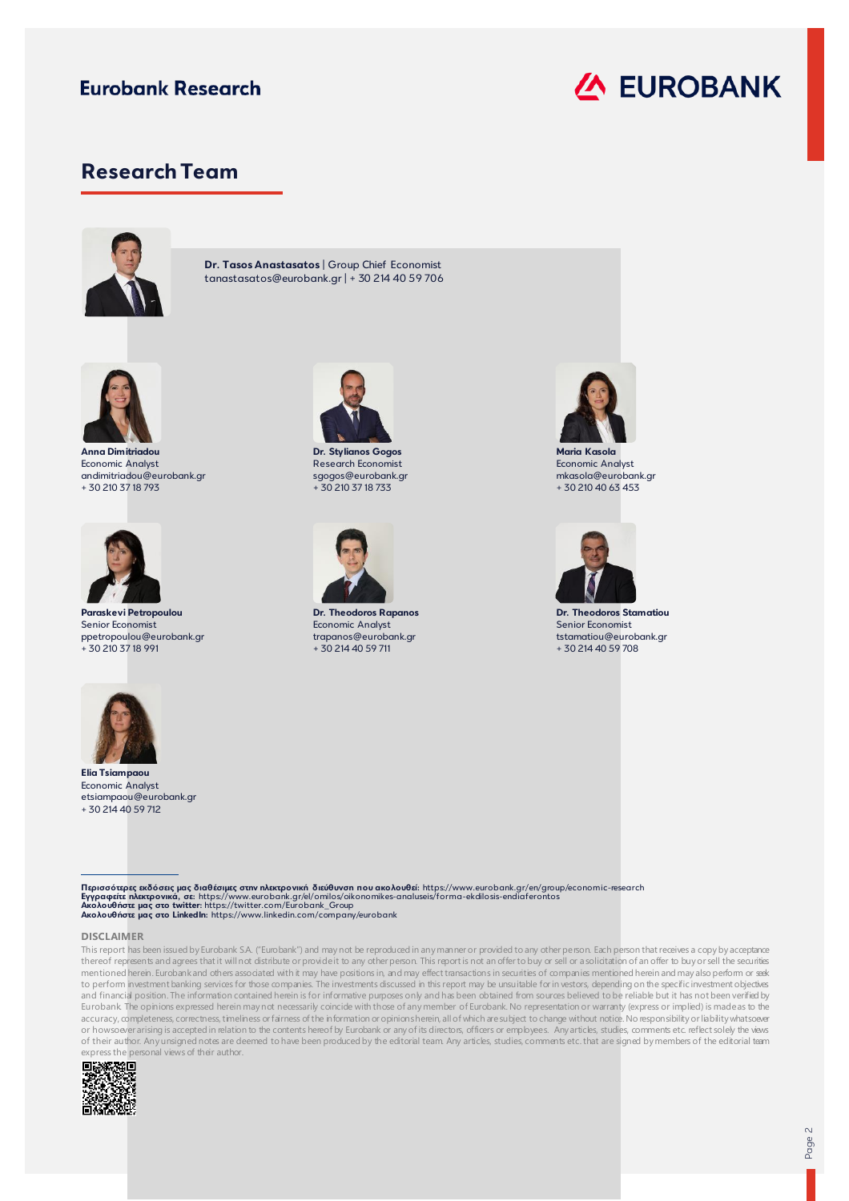**Eurobank Research**

**EUROBANK**

## Research Team

**Dr. Tasos Anastasatos** | Group Chief Economist
tanastasatos@eurobank.gr | + 30 214 40 59 706

**Anna Dimitriadou**
Economic Analyst
andimitriadou@eurobank.gr
+ 30 210 37 18 793

**Dr. Stylianos Gogos**
Research Economist
sgogos@eurobank.gr
+ 30 210 37 18 733

**Maria Kasola**
Economic Analyst
mkasola@eurobank.gr
+ 30 210 40 63 453

**Paraskevi Petropoulou**
Senior Economist
ppetropoulou@eurobank.gr
+ 30 210 37 18 991

**Dr. Theodoros Rapanos**
Economic Analyst
trapanos@eurobank.gr
+ 30 214 40 59 711

**Dr. Theodoros Stamatiou**
Senior Economist
tstamatiou@eurobank.gr
+ 30 214 40 59 708

**Elia Tsiampaou**
Economic Analyst
etsiampaou@eurobank.gr
+ 30 214 40 59 712

**Περισσότερες εκδόσεις μας διαθέσιμες στην ηλεκτρονική διεύθυνση που ακολουθεί:** https://www.eurobank.gr/en/group/economic-research
**Εγγραφείτε ηλεκτρονικά, σε:** https://www.eurobank.gr/el/omilos/oikonomikes-analuseis/forma-ekdilosis-endiaferontos
**Ακολουθήστε μας στο twitter:** https://twitter.com/Eurobank_Group
**Ακολουθήστε μας στο LinkedIn:** https://www.linkedin.com/company/eurobank

**DISCLAIMER**

This report has been issued by Eurobank S.A. ("Eurobank") and may not be reproduced in any manner or provided to any other person. Each person that receives a copy by acceptance thereof represents and agrees that it will not distribute or provide it to any other person. This report is not an offer to buy or sell or a solicitation of an offer to buy or sell the securities mentioned herein. Eurobank and others associated with it may have positions in, and may effect transactions in securities of companies mentioned herein and may also perform or seek to perform investment banking services for those companies. The investments discussed in this report may be unsuitable for investors, depending on the specific investment objectives and financial position. The information contained herein is for informative purposes only and has been obtained from sources believed to be reliable but it has not been verified by Eurobank. The opinions expressed herein may not necessarily coincide with those of any member of Eurobank. No representation or warranty (express or implied) is made as to the accuracy, completeness, correctness, timeliness or fairness of the information or opinions herein, all of which are subject to change without notice. No responsibility or liability whatsoever or howsoever arising is accepted in relation to the contents hereof by Eurobank or any of its directors, officers or employees. Any articles, studies, comments etc. reflect solely the views of their author. Any unsigned notes are deemed to have been produced by the editorial team. Any articles, studies, comments etc. that are signed by members of the editorial team express the personal views of their author.